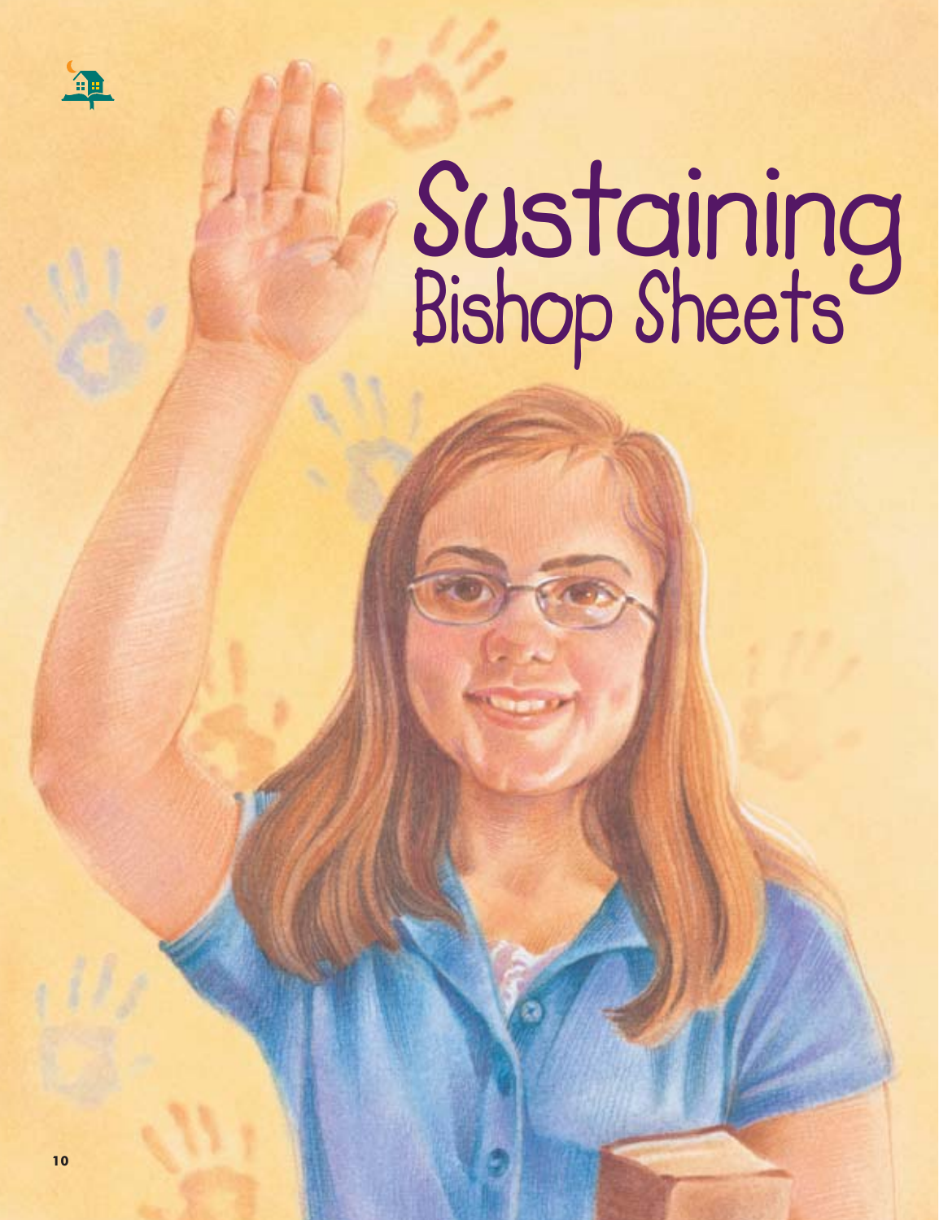# Sustaining Bishop Sheets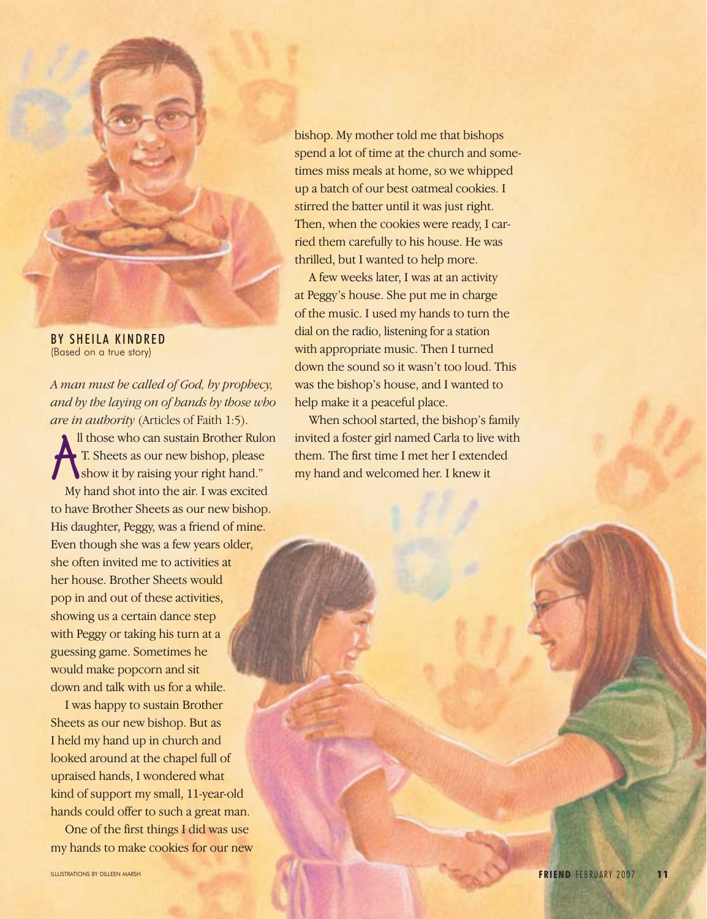BY SHEILA KINDRED
(Based on a true story)

*A man must be called of God, by prophecy, and by the laying on of hands by those who are in authority* (Articles of Faith 1:5).

"All those who can sustain Brother Rulon T. Sheets as our new bishop, please show it by raising your right hand."

My hand shot into the air. I was excited to have Brother Sheets as our new bishop. His daughter, Peggy, was a friend of mine. Even though she was a few years older, she often invited me to activities at her house. Brother Sheets would pop in and out of these activities, showing us a certain dance step with Peggy or taking his turn at a guessing game. Sometimes he would make popcorn and sit down and talk with us for a while.

I was happy to sustain Brother Sheets as our new bishop. But as I held my hand up in church and looked around at the chapel full of upraised hands, I wondered what kind of support my small, 11-year-old hands could offer to such a great man.

One of the first things I did was use my hands to make cookies for our new bishop. My mother told me that bishops spend a lot of time at the church and sometimes miss meals at home, so we whipped up a batch of our best oatmeal cookies. I stirred the batter until it was just right. Then, when the cookies were ready, I carried them carefully to his house. He was thrilled, but I wanted to help more.

A few weeks later, I was at an activity at Peggy's house. She put me in charge of the music. I used my hands to turn the dial on the radio, listening for a station with appropriate music. Then I turned down the sound so it wasn't too loud. This was the bishop's house, and I wanted to help make it a peaceful place.

When school started, the bishop's family invited a foster girl named Carla to live with them. The first time I met her I extended my hand and welcomed her. I knew it

ILLUSTRATIONS BY DILLEEN MARSH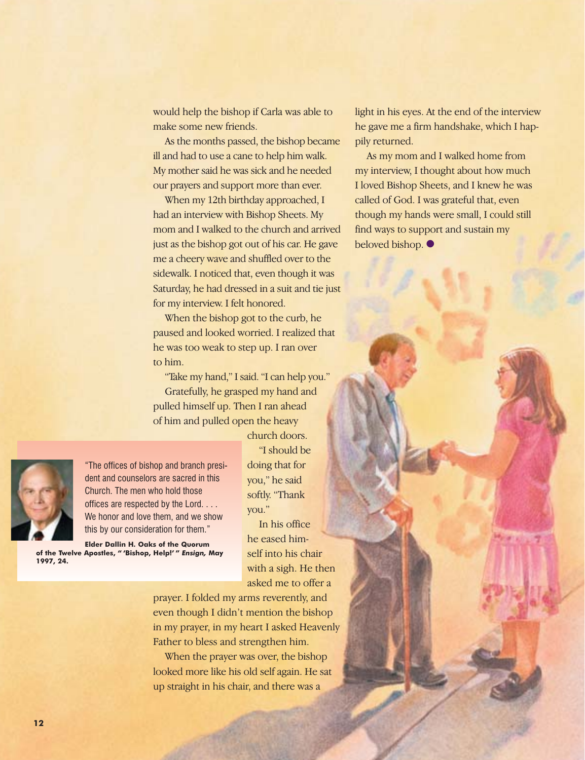would help the bishop if Carla was able to make some new friends.

As the months passed, the bishop became ill and had to use a cane to help him walk. My mother said he was sick and he needed our prayers and support more than ever.

When my 12th birthday approached, I had an interview with Bishop Sheets. My mom and I walked to the church and arrived just as the bishop got out of his car. He gave me a cheery wave and shuffled over to the sidewalk. I noticed that, even though it was Saturday, he had dressed in a suit and tie just for my interview. I felt honored.

When the bishop got to the curb, he paused and looked worried. I realized that he was too weak to step up. I ran over to him.

"Take my hand," I said. "I can help you."

Gratefully, he grasped my hand and pulled himself up. Then I ran ahead of him and pulled open the heavy church doors.

"I should be doing that for you," he said softly. "Thank you."

In his office he eased himself into his chair with a sigh. He then asked me to offer a prayer. I folded my arms reverently, and even though I didn't mention the bishop in my prayer, in my heart I asked Heavenly Father to bless and strengthen him.

When the prayer was over, the bishop looked more like his old self again. He sat up straight in his chair, and there was a light in his eyes. At the end of the interview he gave me a firm handshake, which I happily returned.

As my mom and I walked home from my interview, I thought about how much I loved Bishop Sheets, and I knew he was called of God. I was grateful that, even though my hands were small, I could still find ways to support and sustain my beloved bishop. ●

"The offices of bishop and branch president and counselors are sacred in this Church. The men who hold those offices are respected by the Lord. . . . We honor and love them, and we show this by our consideration for them."

**Elder Dallin H. Oaks of the Quorum of the Twelve Apostles, " 'Bishop, Help!' " *Ensign,* May 1997, 24.**